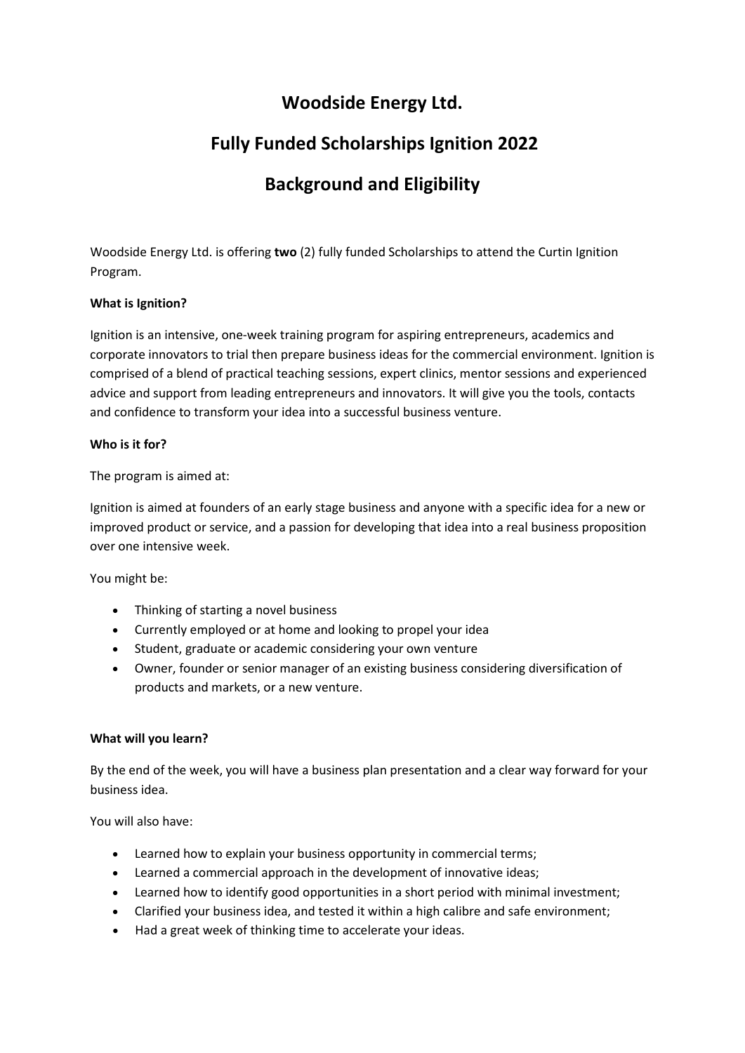# Woodside Energy Ltd.

# Fully Funded Scholarships Ignition 2022

# Background and Eligibility

Woodside Energy Ltd. is offering **two** (2) fully funded Scholarships to attend the Curtin Ignition Program.

**What is Ignition?**

Ignition is an intensive, one-week training program for aspiring entrepreneurs, academics and corporate innovators to trial then prepare business ideas for the commercial environment. Ignition is comprised of a blend of practical teaching sessions, expert clinics, mentor sessions and experienced advice and support from leading entrepreneurs and innovators. It will give you the tools, contacts and confidence to transform your idea into a successful business venture.

**Who is it for?**

The program is aimed at:

Ignition is aimed at founders of an early stage business and anyone with a specific idea for a new or improved product or service, and a passion for developing that idea into a real business proposition over one intensive week.

You might be:

- Thinking of starting a novel business
- Currently employed or at home and looking to propel your idea
- Student, graduate or academic considering your own venture
- Owner, founder or senior manager of an existing business considering diversification of products and markets, or a new venture.

**What will you learn?**

By the end of the week, you will have a business plan presentation and a clear way forward for your business idea.

You will also have:

- Learned how to explain your business opportunity in commercial terms;
- Learned a commercial approach in the development of innovative ideas;
- Learned how to identify good opportunities in a short period with minimal investment;
- Clarified your business idea, and tested it within a high calibre and safe environment;
- Had a great week of thinking time to accelerate your ideas.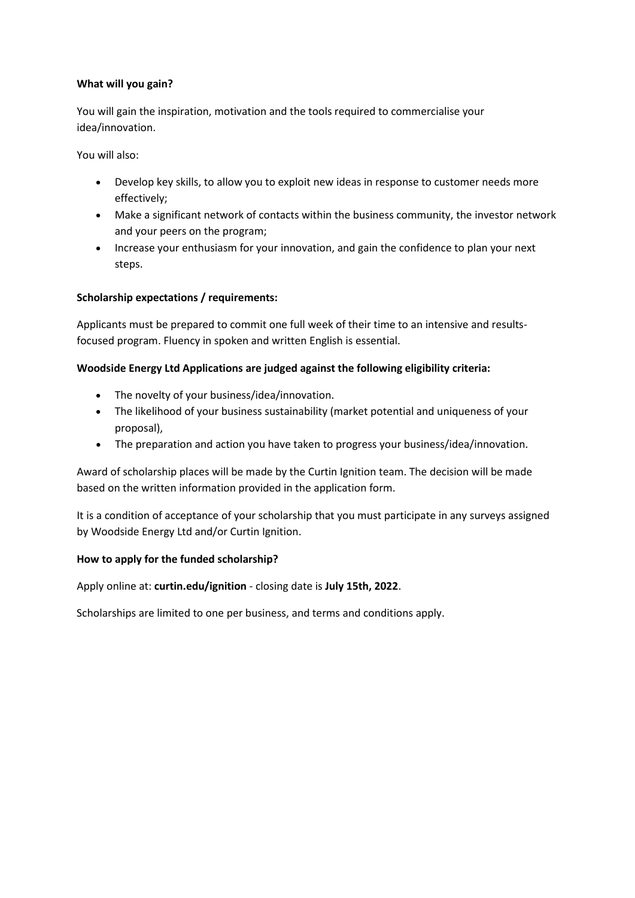**What will you gain?**

You will gain the inspiration, motivation and the tools required to commercialise your idea/innovation.

You will also:

- Develop key skills, to allow you to exploit new ideas in response to customer needs more effectively;
- Make a significant network of contacts within the business community, the investor network and your peers on the program;
- Increase your enthusiasm for your innovation, and gain the confidence to plan your next steps.

**Scholarship expectations / requirements:**

Applicants must be prepared to commit one full week of their time to an intensive and results-focused program. Fluency in spoken and written English is essential.

**Woodside Energy Ltd Applications are judged against the following eligibility criteria:**

- The novelty of your business/idea/innovation.
- The likelihood of your business sustainability (market potential and uniqueness of your proposal),
- The preparation and action you have taken to progress your business/idea/innovation.

Award of scholarship places will be made by the Curtin Ignition team. The decision will be made based on the written information provided in the application form.

It is a condition of acceptance of your scholarship that you must participate in any surveys assigned by Woodside Energy Ltd and/or Curtin Ignition.

**How to apply for the funded scholarship?**

Apply online at: **curtin.edu/ignition** - closing date is **July 15th, 2022**.

Scholarships are limited to one per business, and terms and conditions apply.